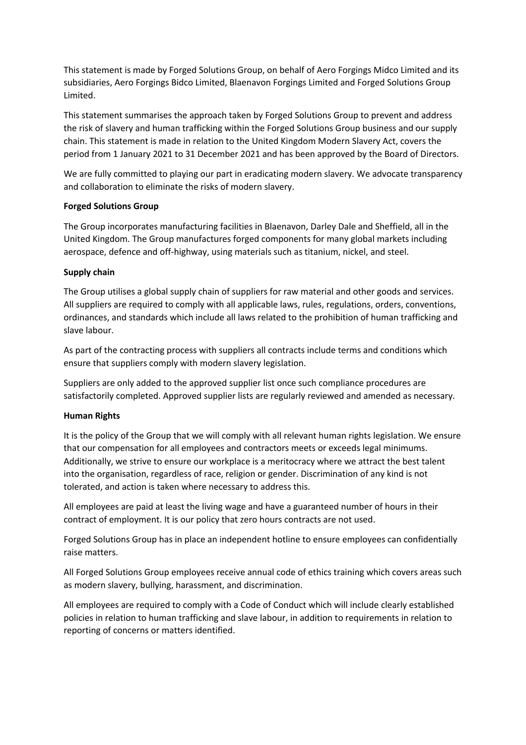This statement is made by Forged Solutions Group, on behalf of Aero Forgings Midco Limited and its subsidiaries, Aero Forgings Bidco Limited, Blaenavon Forgings Limited and Forged Solutions Group Limited.

This statement summarises the approach taken by Forged Solutions Group to prevent and address the risk of slavery and human trafficking within the Forged Solutions Group business and our supply chain. This statement is made in relation to the United Kingdom Modern Slavery Act, covers the period from 1 January 2021 to 31 December 2021 and has been approved by the Board of Directors.

We are fully committed to playing our part in eradicating modern slavery. We advocate transparency and collaboration to eliminate the risks of modern slavery.

**Forged Solutions Group**

The Group incorporates manufacturing facilities in Blaenavon, Darley Dale and Sheffield, all in the United Kingdom. The Group manufactures forged components for many global markets including aerospace, defence and off-highway, using materials such as titanium, nickel, and steel.

**Supply chain**

The Group utilises a global supply chain of suppliers for raw material and other goods and services. All suppliers are required to comply with all applicable laws, rules, regulations, orders, conventions, ordinances, and standards which include all laws related to the prohibition of human trafficking and slave labour.

As part of the contracting process with suppliers all contracts include terms and conditions which ensure that suppliers comply with modern slavery legislation.

Suppliers are only added to the approved supplier list once such compliance procedures are satisfactorily completed. Approved supplier lists are regularly reviewed and amended as necessary.

**Human Rights**

It is the policy of the Group that we will comply with all relevant human rights legislation. We ensure that our compensation for all employees and contractors meets or exceeds legal minimums. Additionally, we strive to ensure our workplace is a meritocracy where we attract the best talent into the organisation, regardless of race, religion or gender. Discrimination of any kind is not tolerated, and action is taken where necessary to address this.

All employees are paid at least the living wage and have a guaranteed number of hours in their contract of employment. It is our policy that zero hours contracts are not used.

Forged Solutions Group has in place an independent hotline to ensure employees can confidentially raise matters.

All Forged Solutions Group employees receive annual code of ethics training which covers areas such as modern slavery, bullying, harassment, and discrimination.

All employees are required to comply with a Code of Conduct which will include clearly established policies in relation to human trafficking and slave labour, in addition to requirements in relation to reporting of concerns or matters identified.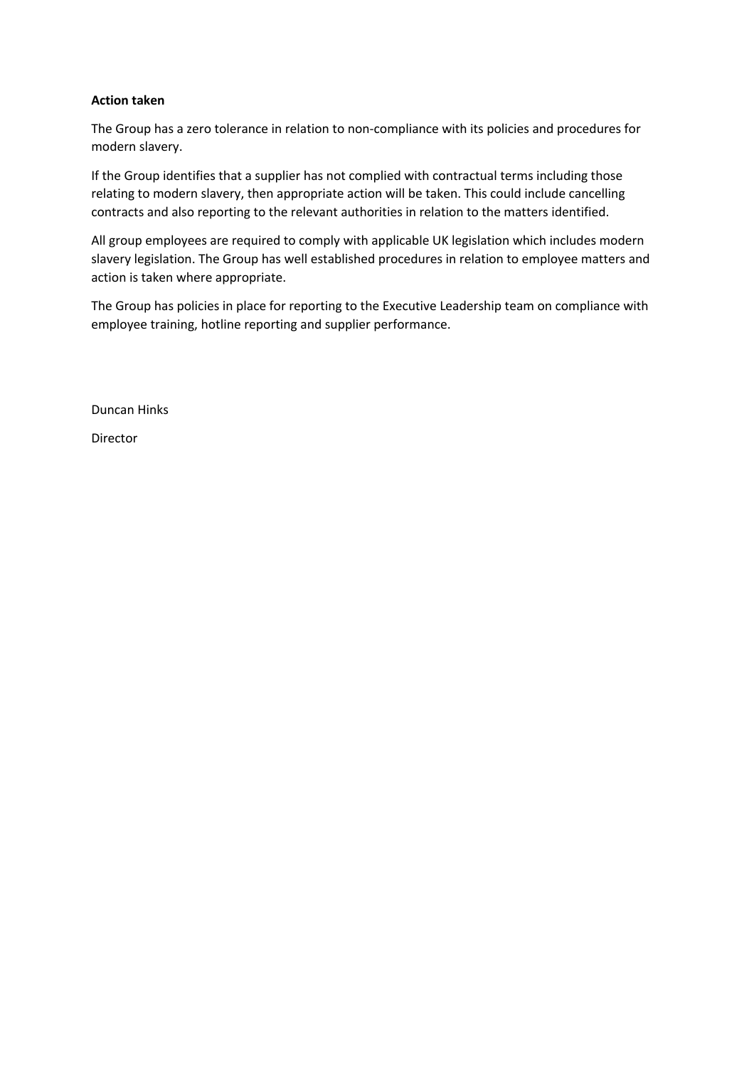**Action taken**

The Group has a zero tolerance in relation to non-compliance with its policies and procedures for modern slavery.

If the Group identifies that a supplier has not complied with contractual terms including those relating to modern slavery, then appropriate action will be taken. This could include cancelling contracts and also reporting to the relevant authorities in relation to the matters identified.

All group employees are required to comply with applicable UK legislation which includes modern slavery legislation. The Group has well established procedures in relation to employee matters and action is taken where appropriate.

The Group has policies in place for reporting to the Executive Leadership team on compliance with employee training, hotline reporting and supplier performance.

Duncan Hinks

Director